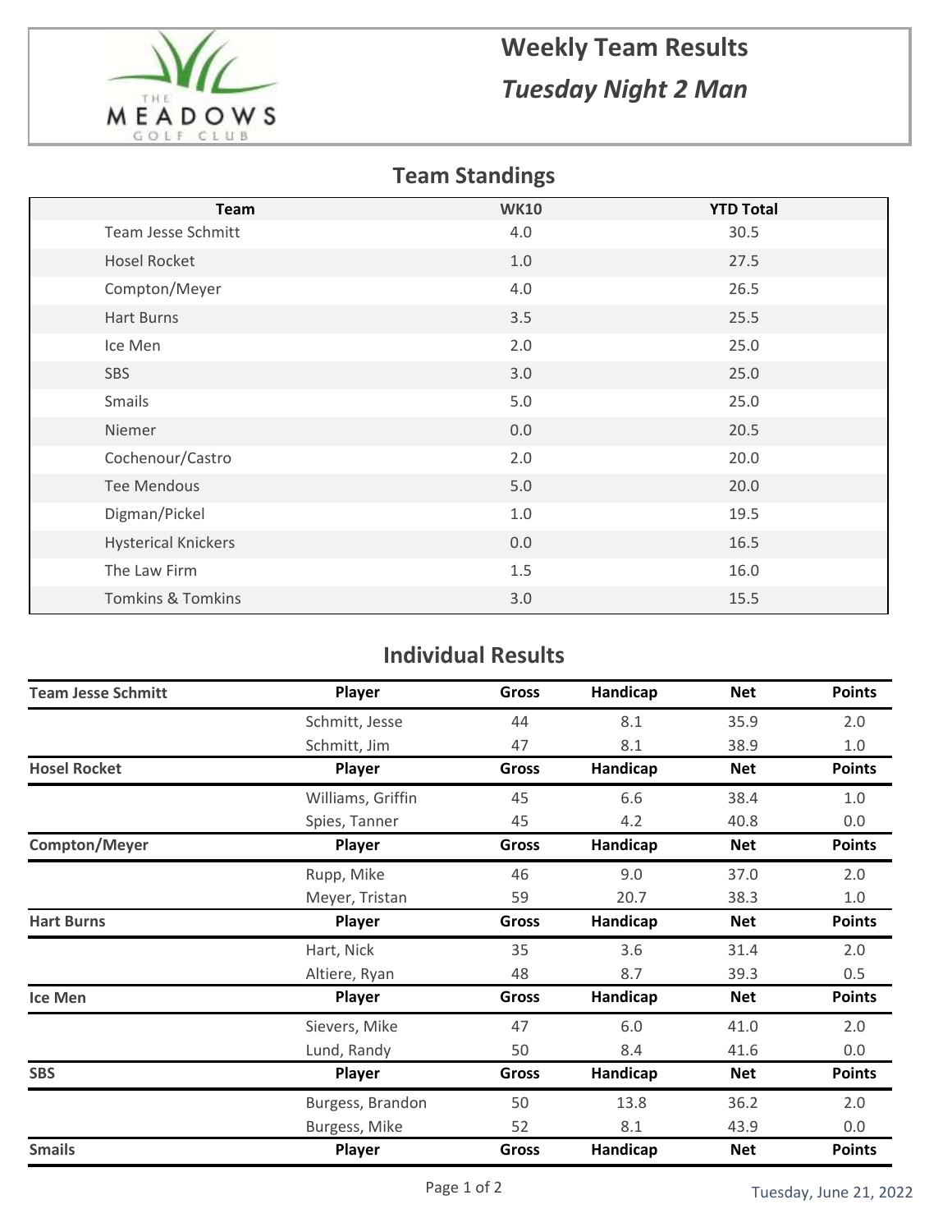# Weekly Team Results

## *Tuesday Night 2 Man*

## Team Standings

| Team | WK10 | YTD Total |
|---|---|---|
| Team Jesse Schmitt | 4.0 | 30.5 |
| Hosel Rocket | 1.0 | 27.5 |
| Compton/Meyer | 4.0 | 26.5 |
| Hart Burns | 3.5 | 25.5 |
| Ice Men | 2.0 | 25.0 |
| SBS | 3.0 | 25.0 |
| Smails | 5.0 | 25.0 |
| Niemer | 0.0 | 20.5 |
| Cochenour/Castro | 2.0 | 20.0 |
| Tee Mendous | 5.0 | 20.0 |
| Digman/Pickel | 1.0 | 19.5 |
| Hysterical Knickers | 0.0 | 16.5 |
| The Law Firm | 1.5 | 16.0 |
| Tomkins & Tomkins | 3.0 | 15.5 |

## Individual Results

| Team Jesse Schmitt | Player | Gross | Handicap | Net | Points |
|---|---|---|---|---|---|
| | Schmitt, Jesse | 44 | 8.1 | 35.9 | 2.0 |
| | Schmitt, Jim | 47 | 8.1 | 38.9 | 1.0 |

| Hosel Rocket | Player | Gross | Handicap | Net | Points |
|---|---|---|---|---|---|
| | Williams, Griffin | 45 | 6.6 | 38.4 | 1.0 |
| | Spies, Tanner | 45 | 4.2 | 40.8 | 0.0 |

| Compton/Meyer | Player | Gross | Handicap | Net | Points |
|---|---|---|---|---|---|
| | Rupp, Mike | 46 | 9.0 | 37.0 | 2.0 |
| | Meyer, Tristan | 59 | 20.7 | 38.3 | 1.0 |

| Hart Burns | Player | Gross | Handicap | Net | Points |
|---|---|---|---|---|---|
| | Hart, Nick | 35 | 3.6 | 31.4 | 2.0 |
| | Altiere, Ryan | 48 | 8.7 | 39.3 | 0.5 |

| Ice Men | Player | Gross | Handicap | Net | Points |
|---|---|---|---|---|---|
| | Sievers, Mike | 47 | 6.0 | 41.0 | 2.0 |
| | Lund, Randy | 50 | 8.4 | 41.6 | 0.0 |

| SBS | Player | Gross | Handicap | Net | Points |
|---|---|---|---|---|---|
| | Burgess, Brandon | 50 | 13.8 | 36.2 | 2.0 |
| | Burgess, Mike | 52 | 8.1 | 43.9 | 0.0 |

| Smails | Player | Gross | Handicap | Net | Points |
|---|---|---|---|---|---|

Tuesday, June 21, 2022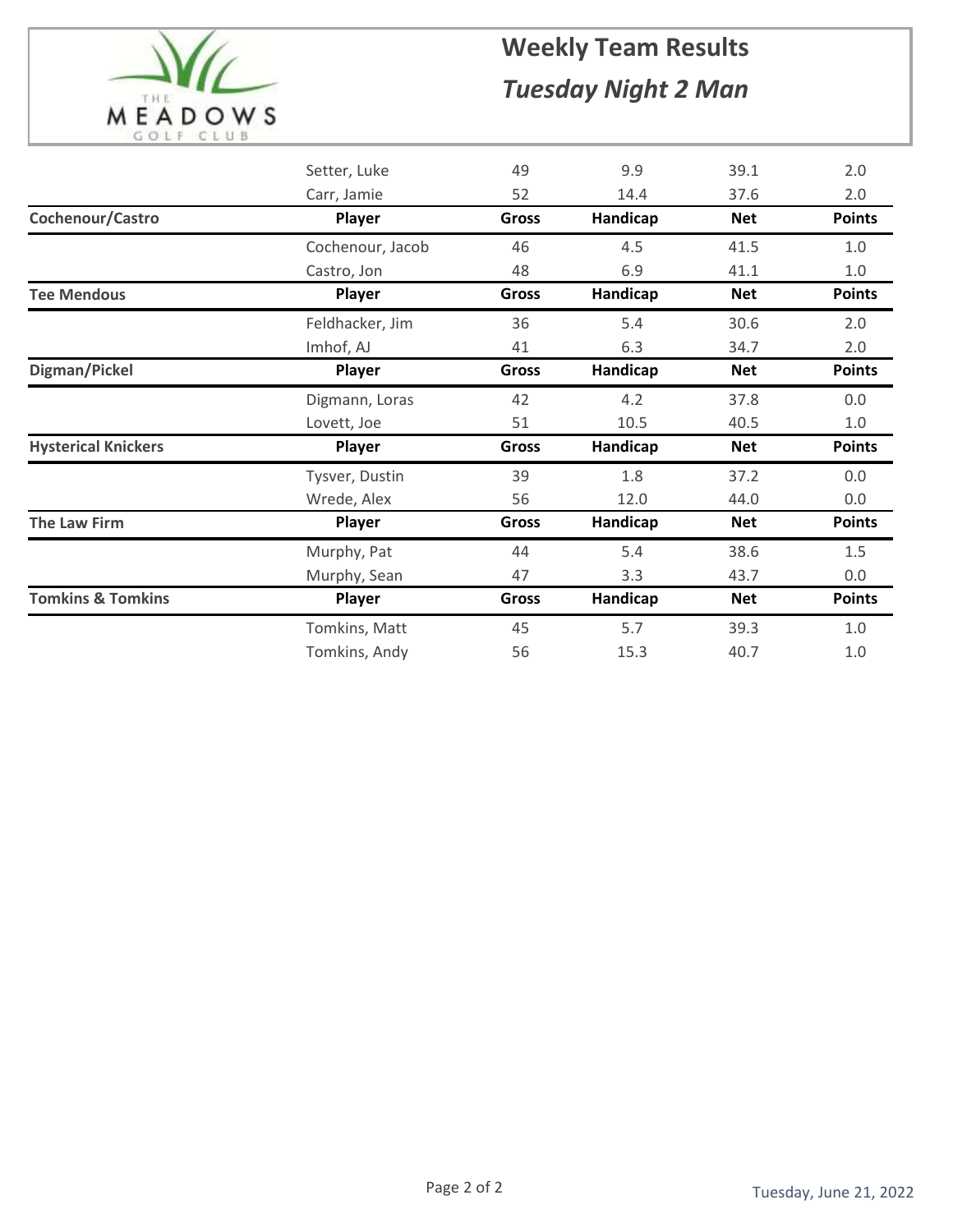# Weekly Team Results

## *Tuesday Night 2 Man*

| | Player | Gross | Handicap | Net | Points |
|---|---|---|---|---|---|
| | Setter, Luke | 49 | 9.9 | 39.1 | 2.0 |
| | Carr, Jamie | 52 | 14.4 | 37.6 | 2.0 |
| **Cochenour/Castro** | **Player** | **Gross** | **Handicap** | **Net** | **Points** |
| | Cochenour, Jacob | 46 | 4.5 | 41.5 | 1.0 |
| | Castro, Jon | 48 | 6.9 | 41.1 | 1.0 |
| **Tee Mendous** | **Player** | **Gross** | **Handicap** | **Net** | **Points** |
| | Feldhacker, Jim | 36 | 5.4 | 30.6 | 2.0 |
| | Imhof, AJ | 41 | 6.3 | 34.7 | 2.0 |
| **Digman/Pickel** | **Player** | **Gross** | **Handicap** | **Net** | **Points** |
| | Digmann, Loras | 42 | 4.2 | 37.8 | 0.0 |
| | Lovett, Joe | 51 | 10.5 | 40.5 | 1.0 |
| **Hysterical Knickers** | **Player** | **Gross** | **Handicap** | **Net** | **Points** |
| | Tysver, Dustin | 39 | 1.8 | 37.2 | 0.0 |
| | Wrede, Alex | 56 | 12.0 | 44.0 | 0.0 |
| **The Law Firm** | **Player** | **Gross** | **Handicap** | **Net** | **Points** |
| | Murphy, Pat | 44 | 5.4 | 38.6 | 1.5 |
| | Murphy, Sean | 47 | 3.3 | 43.7 | 0.0 |
| **Tomkins & Tomkins** | **Player** | **Gross** | **Handicap** | **Net** | **Points** |
| | Tomkins, Matt | 45 | 5.7 | 39.3 | 1.0 |
| | Tomkins, Andy | 56 | 15.3 | 40.7 | 1.0 |

Tuesday, June 21, 2022